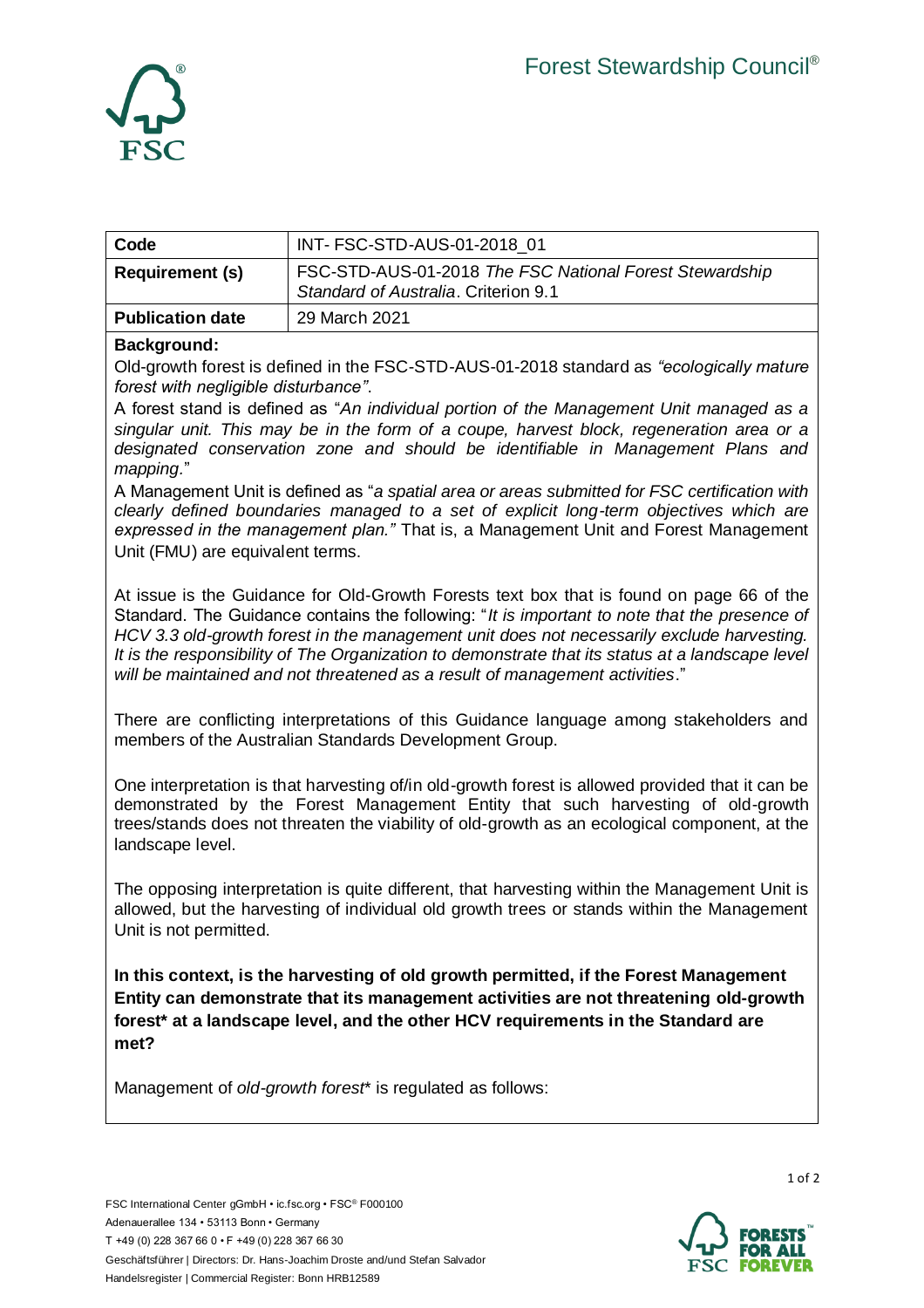Forest Stewardship Council®

| Code | INT- FSC-STD-AUS-01-2018_01 |
| --- | --- |
| **Requirement (s)** | FSC-STD-AUS-01-2018 *The FSC National Forest Stewardship Standard of Australia*. Criterion 9.1 |
| **Publication date** | 29 March 2021 |

**Background:**

Old-growth forest is defined in the FSC-STD-AUS-01-2018 standard as *"ecologically mature forest with negligible disturbance"*.

A forest stand is defined as "*An individual portion of the Management Unit managed as a singular unit. This may be in the form of a coupe, harvest block, regeneration area or a designated conservation zone and should be identifiable in Management Plans and mapping.*"

A Management Unit is defined as "*a spatial area or areas submitted for FSC certification with clearly defined boundaries managed to a set of explicit long-term objectives which are expressed in the management plan.*" That is, a Management Unit and Forest Management Unit (FMU) are equivalent terms.

At issue is the Guidance for Old-Growth Forests text box that is found on page 66 of the Standard. The Guidance contains the following: "*It is important to note that the presence of HCV 3.3 old-growth forest in the management unit does not necessarily exclude harvesting. It is the responsibility of The Organization to demonstrate that its status at a landscape level will be maintained and not threatened as a result of management activities*."

There are conflicting interpretations of this Guidance language among stakeholders and members of the Australian Standards Development Group.

One interpretation is that harvesting of/in old-growth forest is allowed provided that it can be demonstrated by the Forest Management Entity that such harvesting of old-growth trees/stands does not threaten the viability of old-growth as an ecological component, at the landscape level.

The opposing interpretation is quite different, that harvesting within the Management Unit is allowed, but the harvesting of individual old growth trees or stands within the Management Unit is not permitted.

**In this context, is the harvesting of old growth permitted, if the Forest Management Entity can demonstrate that its management activities are not threatening old-growth forest* at a landscape level, and the other HCV requirements in the Standard are met?**

Management of *old-growth forest** is regulated as follows:

FSC International Center gGmbH • ic.fsc.org • FSC® F000100
Adenauerallee 134 • 53113 Bonn • Germany
T +49 (0) 228 367 66 0 • F +49 (0) 228 367 66 30
Geschäftsführer | Directors: Dr. Hans-Joachim Droste and/und Stefan Salvador
Handelsregister | Commercial Register: Bonn HRB12589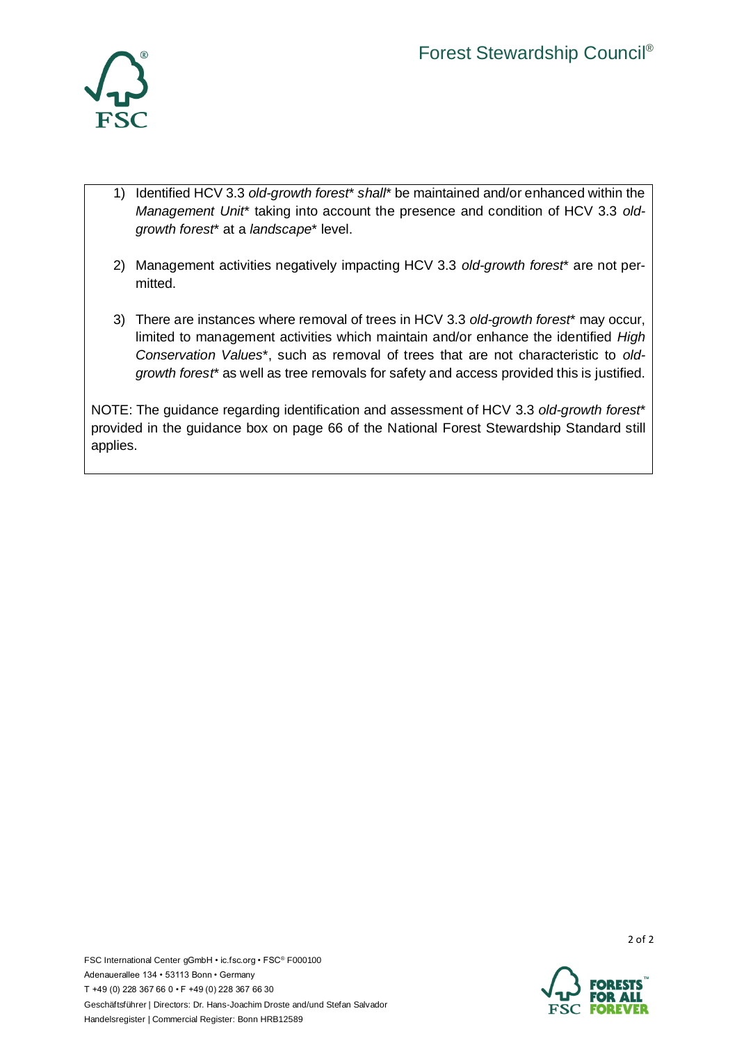1) Identified HCV 3.3 *old-growth forest*\* *shall*\* be maintained and/or enhanced within the *Management Unit*\* taking into account the presence and condition of HCV 3.3 *old-growth forest*\* at a *landscape*\* level.

2) Management activities negatively impacting HCV 3.3 *old-growth forest*\* are not permitted.

3) There are instances where removal of trees in HCV 3.3 *old-growth forest*\* may occur, limited to management activities which maintain and/or enhance the identified *High Conservation Values*\*, such as removal of trees that are not characteristic to *old-growth forest*\* as well as tree removals for safety and access provided this is justified.

NOTE: The guidance regarding identification and assessment of HCV 3.3 *old-growth forest*\* provided in the guidance box on page 66 of the National Forest Stewardship Standard still applies.